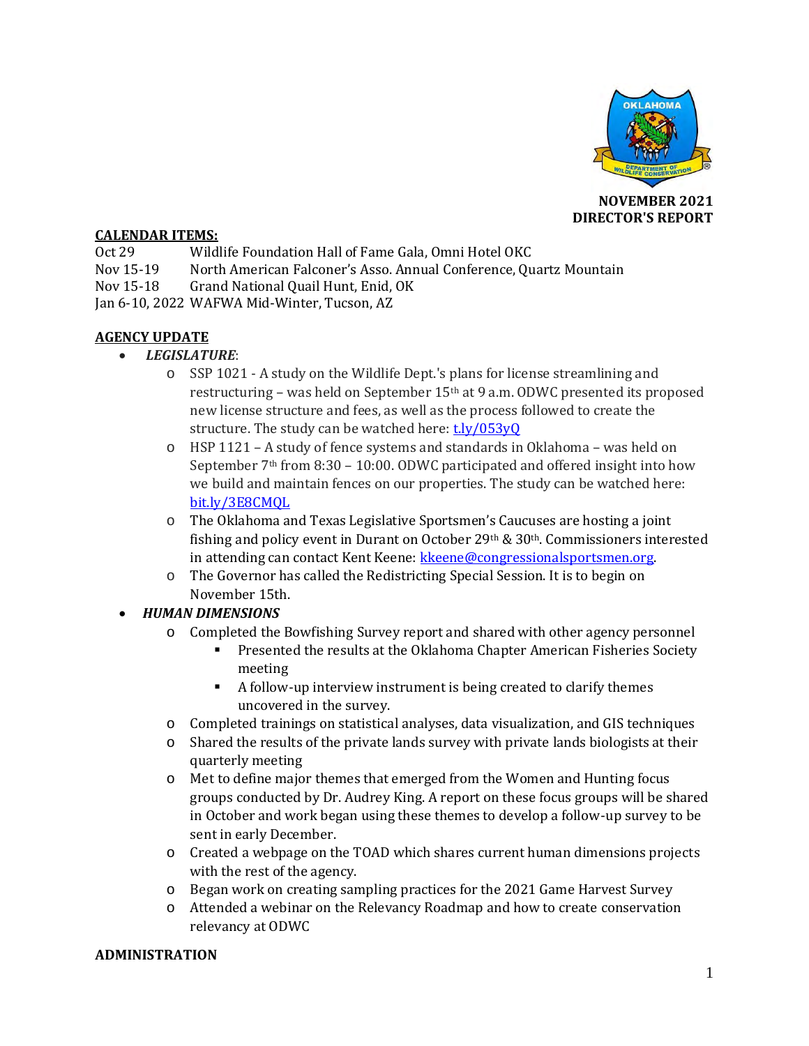**NOVEMBER 2021**
**DIRECTOR'S REPORT**

**CALENDAR ITEMS:**

| | |
|---|---|
| Oct 29 | Wildlife Foundation Hall of Fame Gala, Omni Hotel OKC |
| Nov 15-19 | North American Falconer's Asso. Annual Conference, Quartz Mountain |
| Nov 15-18 | Grand National Quail Hunt, Enid, OK |
| Jan 6-10, 2022 | WAFWA Mid-Winter, Tucson, AZ |

**AGENCY UPDATE**

- ***LEGISLATURE***:
  - SSP 1021 - A study on the Wildlife Dept.'s plans for license streamlining and restructuring – was held on September 15th at 9 a.m. ODWC presented its proposed new license structure and fees, as well as the process followed to create the structure. The study can be watched here: t.ly/053yQ
  - HSP 1121 – A study of fence systems and standards in Oklahoma – was held on September 7th from 8:30 – 10:00. ODWC participated and offered insight into how we build and maintain fences on our properties. The study can be watched here: bit.ly/3E8CMQL
  - The Oklahoma and Texas Legislative Sportsmen's Caucuses are hosting a joint fishing and policy event in Durant on October 29th & 30th. Commissioners interested in attending can contact Kent Keene: kkeene@congressionalsportsmen.org.
  - The Governor has called the Redistricting Special Session. It is to begin on November 15th.
- ***HUMAN DIMENSIONS***
  - Completed the Bowfishing Survey report and shared with other agency personnel
    - Presented the results at the Oklahoma Chapter American Fisheries Society meeting
    - A follow-up interview instrument is being created to clarify themes uncovered in the survey.
  - Completed trainings on statistical analyses, data visualization, and GIS techniques
  - Shared the results of the private lands survey with private lands biologists at their quarterly meeting
  - Met to define major themes that emerged from the Women and Hunting focus groups conducted by Dr. Audrey King. A report on these focus groups will be shared in October and work began using these themes to develop a follow-up survey to be sent in early December.
  - Created a webpage on the TOAD which shares current human dimensions projects with the rest of the agency.
  - Began work on creating sampling practices for the 2021 Game Harvest Survey
  - Attended a webinar on the Relevancy Roadmap and how to create conservation relevancy at ODWC

**ADMINISTRATION**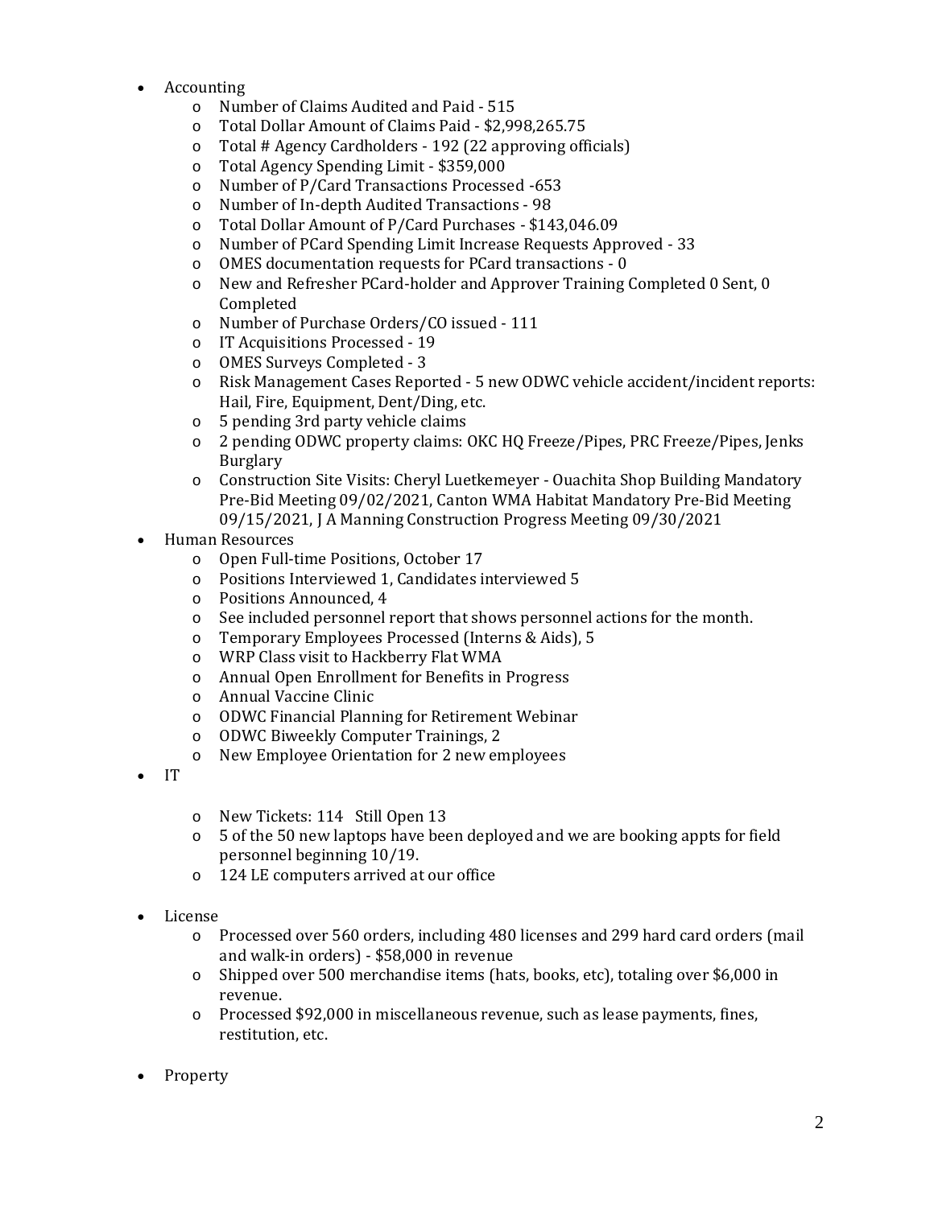- Accounting
  - Number of Claims Audited and Paid - 515
  - Total Dollar Amount of Claims Paid - $2,998,265.75
  - Total # Agency Cardholders - 192 (22 approving officials)
  - Total Agency Spending Limit - $359,000
  - Number of P/Card Transactions Processed -653
  - Number of In-depth Audited Transactions - 98
  - Total Dollar Amount of P/Card Purchases - $143,046.09
  - Number of PCard Spending Limit Increase Requests Approved - 33
  - OMES documentation requests for PCard transactions - 0
  - New and Refresher PCard-holder and Approver Training Completed 0 Sent, 0 Completed
  - Number of Purchase Orders/CO issued - 111
  - IT Acquisitions Processed - 19
  - OMES Surveys Completed - 3
  - Risk Management Cases Reported - 5 new ODWC vehicle accident/incident reports: Hail, Fire, Equipment, Dent/Ding, etc.
  - 5 pending 3rd party vehicle claims
  - 2 pending ODWC property claims: OKC HQ Freeze/Pipes, PRC Freeze/Pipes, Jenks Burglary
  - Construction Site Visits: Cheryl Luetkemeyer - Ouachita Shop Building Mandatory Pre-Bid Meeting 09/02/2021, Canton WMA Habitat Mandatory Pre-Bid Meeting 09/15/2021, J A Manning Construction Progress Meeting 09/30/2021
- Human Resources
  - Open Full-time Positions, October 17
  - Positions Interviewed 1, Candidates interviewed 5
  - Positions Announced, 4
  - See included personnel report that shows personnel actions for the month.
  - Temporary Employees Processed (Interns & Aids), 5
  - WRP Class visit to Hackberry Flat WMA
  - Annual Open Enrollment for Benefits in Progress
  - Annual Vaccine Clinic
  - ODWC Financial Planning for Retirement Webinar
  - ODWC Biweekly Computer Trainings, 2
  - New Employee Orientation for 2 new employees
- IT
  - New Tickets: 114 Still Open 13
  - 5 of the 50 new laptops have been deployed and we are booking appts for field personnel beginning 10/19.
  - 124 LE computers arrived at our office
- License
  - Processed over 560 orders, including 480 licenses and 299 hard card orders (mail and walk-in orders) - $58,000 in revenue
  - Shipped over 500 merchandise items (hats, books, etc), totaling over $6,000 in revenue.
  - Processed $92,000 in miscellaneous revenue, such as lease payments, fines, restitution, etc.
- Property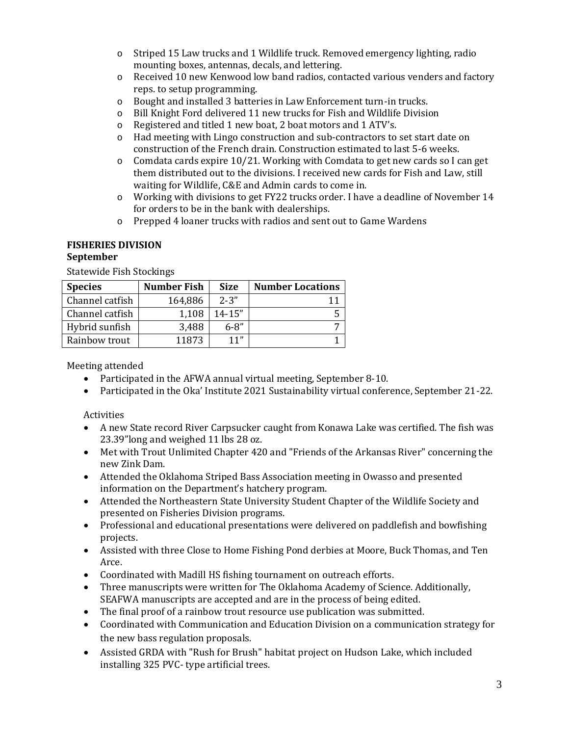- Striped 15 Law trucks and 1 Wildlife truck. Removed emergency lighting, radio mounting boxes, antennas, decals, and lettering.
- Received 10 new Kenwood low band radios, contacted various venders and factory reps. to setup programming.
- Bought and installed 3 batteries in Law Enforcement turn-in trucks.
- Bill Knight Ford delivered 11 new trucks for Fish and Wildlife Division
- Registered and titled 1 new boat, 2 boat motors and 1 ATV's.
- Had meeting with Lingo construction and sub-contractors to set start date on construction of the French drain. Construction estimated to last 5-6 weeks.
- Comdata cards expire 10/21. Working with Comdata to get new cards so I can get them distributed out to the divisions. I received new cards for Fish and Law, still waiting for Wildlife, C&E and Admin cards to come in.
- Working with divisions to get FY22 trucks order. I have a deadline of November 14 for orders to be in the bank with dealerships.
- Prepped 4 loaner trucks with radios and sent out to Game Wardens

**FISHERIES DIVISION**
**September**

Statewide Fish Stockings

| Species | Number Fish | Size | Number Locations |
|---|---|---|---|
| Channel catfish | 164,886 | 2-3" | 11 |
| Channel catfish | 1,108 | 14-15" | 5 |
| Hybrid sunfish | 3,488 | 6-8" | 7 |
| Rainbow trout | 11873 | 11" | 1 |

Meeting attended

- Participated in the AFWA annual virtual meeting, September 8-10.
- Participated in the Oka' Institute 2021 Sustainability virtual conference, September 21-22.

Activities

- A new State record River Carpsucker caught from Konawa Lake was certified. The fish was 23.39"long and weighed 11 lbs 28 oz.
- Met with Trout Unlimited Chapter 420 and "Friends of the Arkansas River" concerning the new Zink Dam.
- Attended the Oklahoma Striped Bass Association meeting in Owasso and presented information on the Department's hatchery program.
- Attended the Northeastern State University Student Chapter of the Wildlife Society and presented on Fisheries Division programs.
- Professional and educational presentations were delivered on paddlefish and bowfishing projects.
- Assisted with three Close to Home Fishing Pond derbies at Moore, Buck Thomas, and Ten Arce.
- Coordinated with Madill HS fishing tournament on outreach efforts.
- Three manuscripts were written for The Oklahoma Academy of Science. Additionally, SEAFWA manuscripts are accepted and are in the process of being edited.
- The final proof of a rainbow trout resource use publication was submitted.
- Coordinated with Communication and Education Division on a communication strategy for the new bass regulation proposals.
- Assisted GRDA with "Rush for Brush" habitat project on Hudson Lake, which included installing 325 PVC- type artificial trees.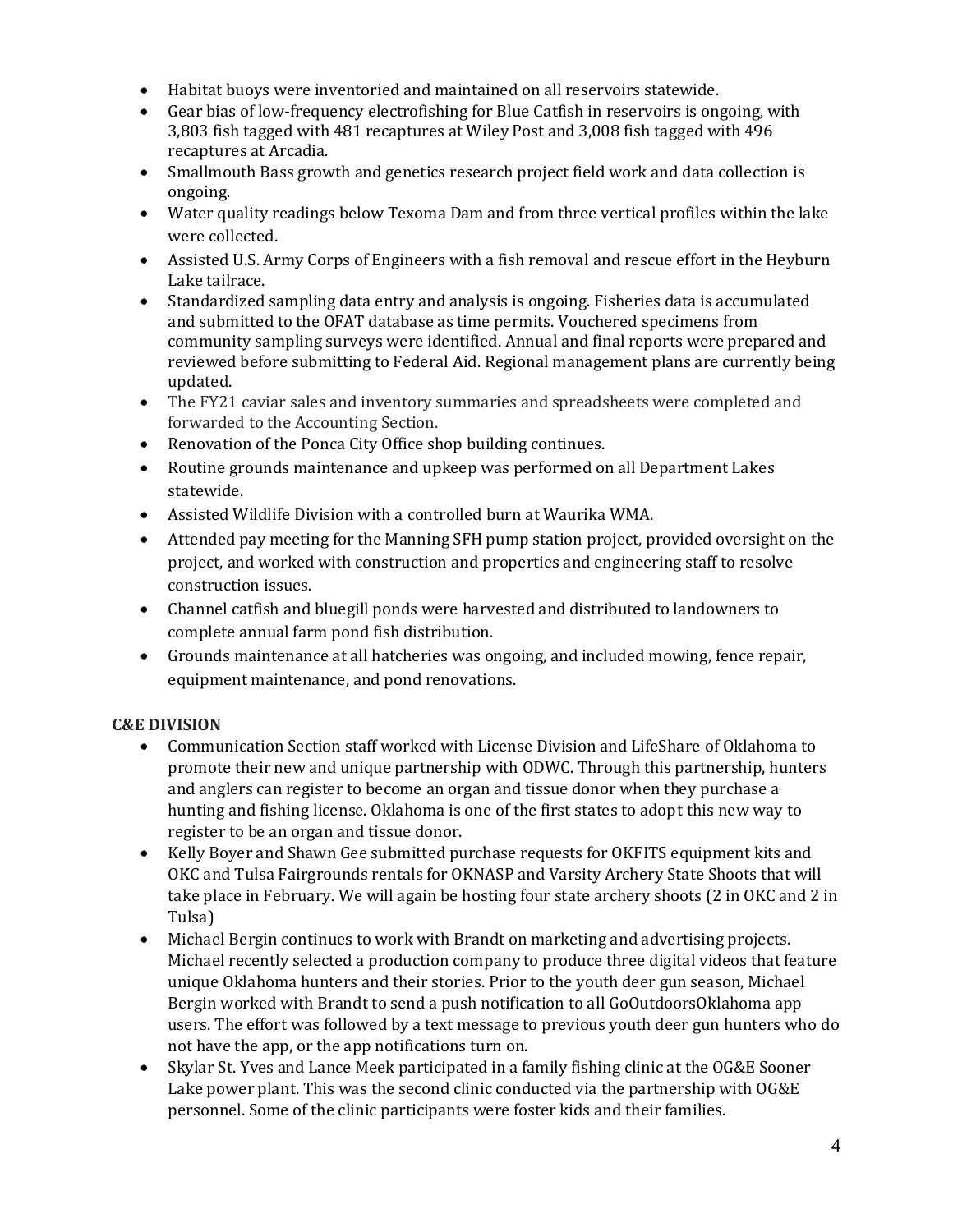- Habitat buoys were inventoried and maintained on all reservoirs statewide.
- Gear bias of low-frequency electrofishing for Blue Catfish in reservoirs is ongoing, with 3,803 fish tagged with 481 recaptures at Wiley Post and 3,008 fish tagged with 496 recaptures at Arcadia.
- Smallmouth Bass growth and genetics research project field work and data collection is ongoing.
- Water quality readings below Texoma Dam and from three vertical profiles within the lake were collected.
- Assisted U.S. Army Corps of Engineers with a fish removal and rescue effort in the Heyburn Lake tailrace.
- Standardized sampling data entry and analysis is ongoing. Fisheries data is accumulated and submitted to the OFAT database as time permits. Vouchered specimens from community sampling surveys were identified. Annual and final reports were prepared and reviewed before submitting to Federal Aid. Regional management plans are currently being updated.
- The FY21 caviar sales and inventory summaries and spreadsheets were completed and forwarded to the Accounting Section.
- Renovation of the Ponca City Office shop building continues.
- Routine grounds maintenance and upkeep was performed on all Department Lakes statewide.
- Assisted Wildlife Division with a controlled burn at Waurika WMA.
- Attended pay meeting for the Manning SFH pump station project, provided oversight on the project, and worked with construction and properties and engineering staff to resolve construction issues.
- Channel catfish and bluegill ponds were harvested and distributed to landowners to complete annual farm pond fish distribution.
- Grounds maintenance at all hatcheries was ongoing, and included mowing, fence repair, equipment maintenance, and pond renovations.

**C&E DIVISION**

- Communication Section staff worked with License Division and LifeShare of Oklahoma to promote their new and unique partnership with ODWC. Through this partnership, hunters and anglers can register to become an organ and tissue donor when they purchase a hunting and fishing license. Oklahoma is one of the first states to adopt this new way to register to be an organ and tissue donor.
- Kelly Boyer and Shawn Gee submitted purchase requests for OKFITS equipment kits and OKC and Tulsa Fairgrounds rentals for OKNASP and Varsity Archery State Shoots that will take place in February. We will again be hosting four state archery shoots (2 in OKC and 2 in Tulsa)
- Michael Bergin continues to work with Brandt on marketing and advertising projects. Michael recently selected a production company to produce three digital videos that feature unique Oklahoma hunters and their stories. Prior to the youth deer gun season, Michael Bergin worked with Brandt to send a push notification to all GoOutdoorsOklahoma app users. The effort was followed by a text message to previous youth deer gun hunters who do not have the app, or the app notifications turn on.
- Skylar St. Yves and Lance Meek participated in a family fishing clinic at the OG&E Sooner Lake power plant. This was the second clinic conducted via the partnership with OG&E personnel. Some of the clinic participants were foster kids and their families.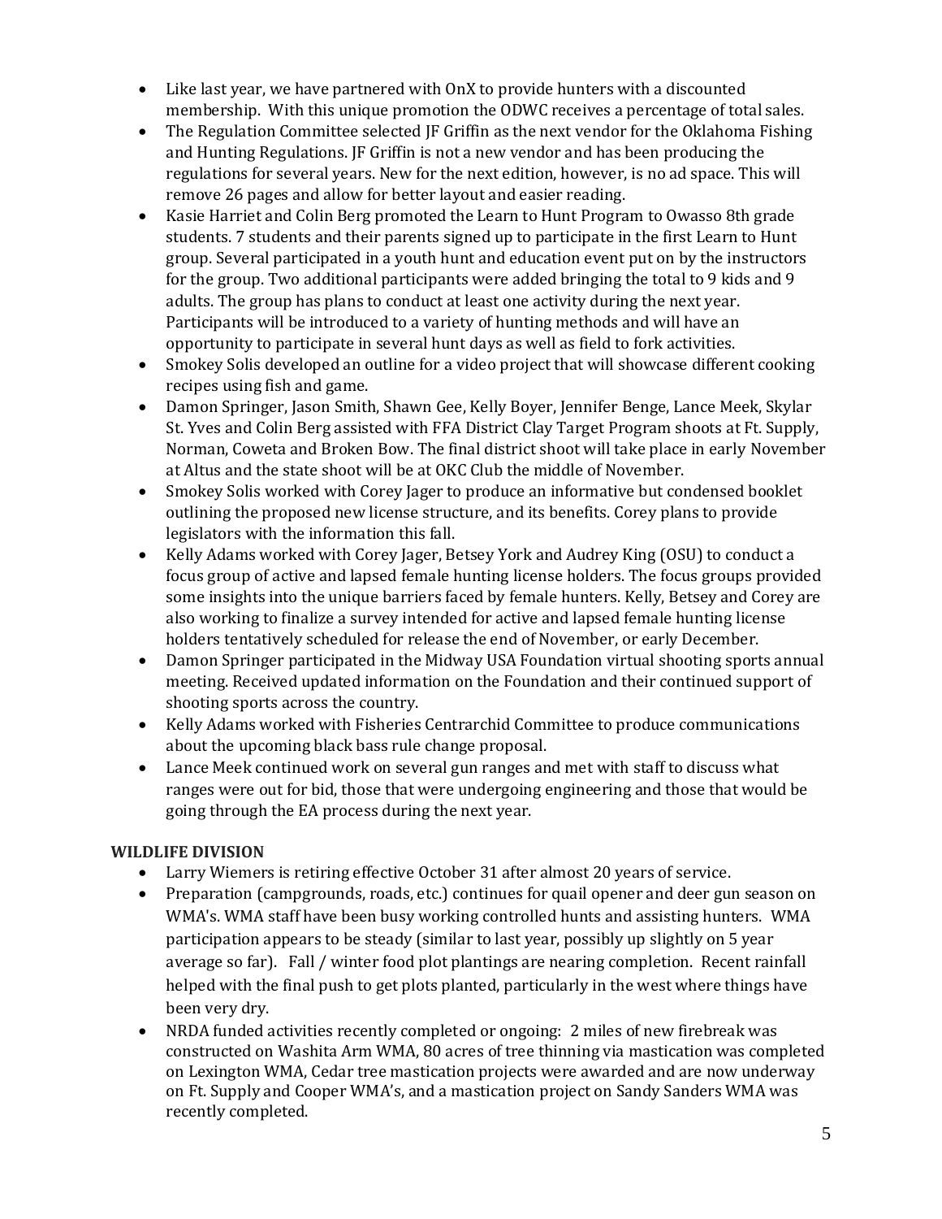- Like last year, we have partnered with OnX to provide hunters with a discounted membership. With this unique promotion the ODWC receives a percentage of total sales.
- The Regulation Committee selected JF Griffin as the next vendor for the Oklahoma Fishing and Hunting Regulations. JF Griffin is not a new vendor and has been producing the regulations for several years. New for the next edition, however, is no ad space. This will remove 26 pages and allow for better layout and easier reading.
- Kasie Harriet and Colin Berg promoted the Learn to Hunt Program to Owasso 8th grade students. 7 students and their parents signed up to participate in the first Learn to Hunt group. Several participated in a youth hunt and education event put on by the instructors for the group. Two additional participants were added bringing the total to 9 kids and 9 adults. The group has plans to conduct at least one activity during the next year. Participants will be introduced to a variety of hunting methods and will have an opportunity to participate in several hunt days as well as field to fork activities.
- Smokey Solis developed an outline for a video project that will showcase different cooking recipes using fish and game.
- Damon Springer, Jason Smith, Shawn Gee, Kelly Boyer, Jennifer Benge, Lance Meek, Skylar St. Yves and Colin Berg assisted with FFA District Clay Target Program shoots at Ft. Supply, Norman, Coweta and Broken Bow. The final district shoot will take place in early November at Altus and the state shoot will be at OKC Club the middle of November.
- Smokey Solis worked with Corey Jager to produce an informative but condensed booklet outlining the proposed new license structure, and its benefits. Corey plans to provide legislators with the information this fall.
- Kelly Adams worked with Corey Jager, Betsey York and Audrey King (OSU) to conduct a focus group of active and lapsed female hunting license holders. The focus groups provided some insights into the unique barriers faced by female hunters. Kelly, Betsey and Corey are also working to finalize a survey intended for active and lapsed female hunting license holders tentatively scheduled for release the end of November, or early December.
- Damon Springer participated in the Midway USA Foundation virtual shooting sports annual meeting. Received updated information on the Foundation and their continued support of shooting sports across the country.
- Kelly Adams worked with Fisheries Centrarchid Committee to produce communications about the upcoming black bass rule change proposal.
- Lance Meek continued work on several gun ranges and met with staff to discuss what ranges were out for bid, those that were undergoing engineering and those that would be going through the EA process during the next year.

**WILDLIFE DIVISION**

- Larry Wiemers is retiring effective October 31 after almost 20 years of service.
- Preparation (campgrounds, roads, etc.) continues for quail opener and deer gun season on WMA's. WMA staff have been busy working controlled hunts and assisting hunters. WMA participation appears to be steady (similar to last year, possibly up slightly on 5 year average so far). Fall / winter food plot plantings are nearing completion. Recent rainfall helped with the final push to get plots planted, particularly in the west where things have been very dry.
- NRDA funded activities recently completed or ongoing: 2 miles of new firebreak was constructed on Washita Arm WMA, 80 acres of tree thinning via mastication was completed on Lexington WMA, Cedar tree mastication projects were awarded and are now underway on Ft. Supply and Cooper WMA's, and a mastication project on Sandy Sanders WMA was recently completed.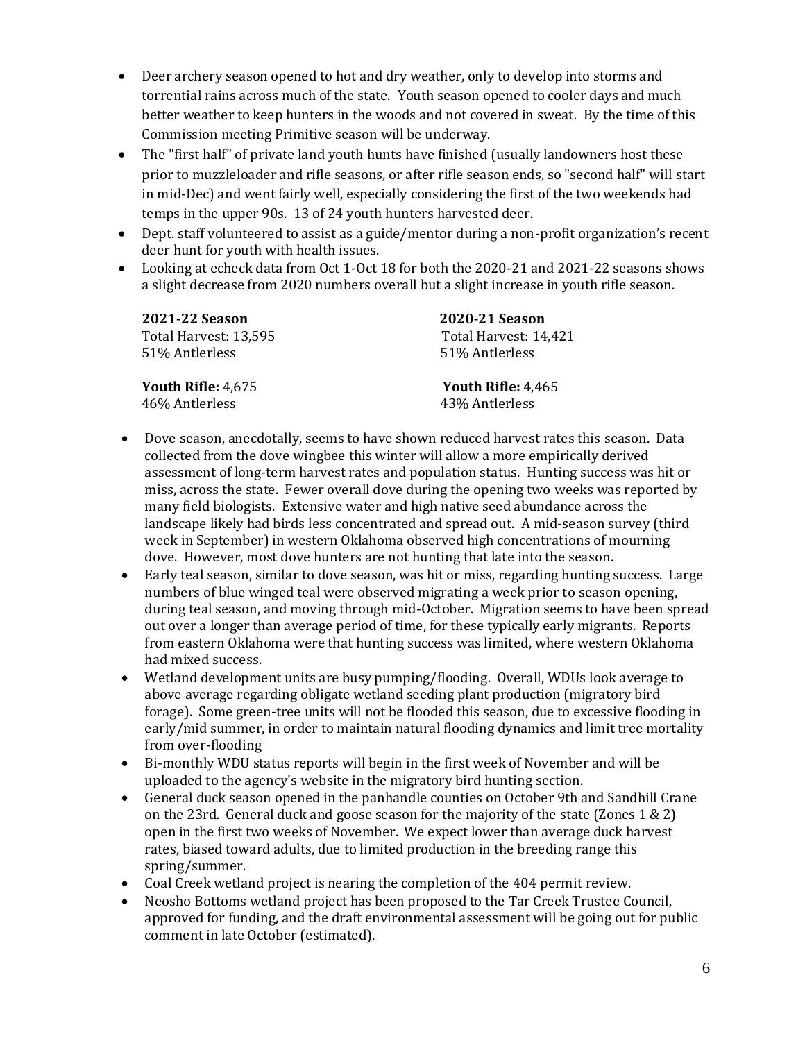- Deer archery season opened to hot and dry weather, only to develop into storms and torrential rains across much of the state. Youth season opened to cooler days and much better weather to keep hunters in the woods and not covered in sweat. By the time of this Commission meeting Primitive season will be underway.
- The "first half" of private land youth hunts have finished (usually landowners host these prior to muzzleloader and rifle seasons, or after rifle season ends, so "second half" will start in mid-Dec) and went fairly well, especially considering the first of the two weekends had temps in the upper 90s. 13 of 24 youth hunters harvested deer.
- Dept. staff volunteered to assist as a guide/mentor during a non-profit organization's recent deer hunt for youth with health issues.
- Looking at echeck data from Oct 1-Oct 18 for both the 2020-21 and 2021-22 seasons shows a slight decrease from 2020 numbers overall but a slight increase in youth rifle season.

| **2021-22 Season** | **2020-21 Season** |
|---|---|
| Total Harvest: 13,595 | Total Harvest: 14,421 |
| 51% Antlerless | 51% Antlerless |
| **Youth Rifle:** 4,675 | **Youth Rifle:** 4,465 |
| 46% Antlerless | 43% Antlerless |

- Dove season, anecdotally, seems to have shown reduced harvest rates this season. Data collected from the dove wingbee this winter will allow a more empirically derived assessment of long-term harvest rates and population status. Hunting success was hit or miss, across the state. Fewer overall dove during the opening two weeks was reported by many field biologists. Extensive water and high native seed abundance across the landscape likely had birds less concentrated and spread out. A mid-season survey (third week in September) in western Oklahoma observed high concentrations of mourning dove. However, most dove hunters are not hunting that late into the season.
- Early teal season, similar to dove season, was hit or miss, regarding hunting success. Large numbers of blue winged teal were observed migrating a week prior to season opening, during teal season, and moving through mid-October. Migration seems to have been spread out over a longer than average period of time, for these typically early migrants. Reports from eastern Oklahoma were that hunting success was limited, where western Oklahoma had mixed success.
- Wetland development units are busy pumping/flooding. Overall, WDUs look average to above average regarding obligate wetland seeding plant production (migratory bird forage). Some green-tree units will not be flooded this season, due to excessive flooding in early/mid summer, in order to maintain natural flooding dynamics and limit tree mortality from over-flooding
- Bi-monthly WDU status reports will begin in the first week of November and will be uploaded to the agency's website in the migratory bird hunting section.
- General duck season opened in the panhandle counties on October 9th and Sandhill Crane on the 23rd. General duck and goose season for the majority of the state (Zones 1 & 2) open in the first two weeks of November. We expect lower than average duck harvest rates, biased toward adults, due to limited production in the breeding range this spring/summer.
- Coal Creek wetland project is nearing the completion of the 404 permit review.
- Neosho Bottoms wetland project has been proposed to the Tar Creek Trustee Council, approved for funding, and the draft environmental assessment will be going out for public comment in late October (estimated).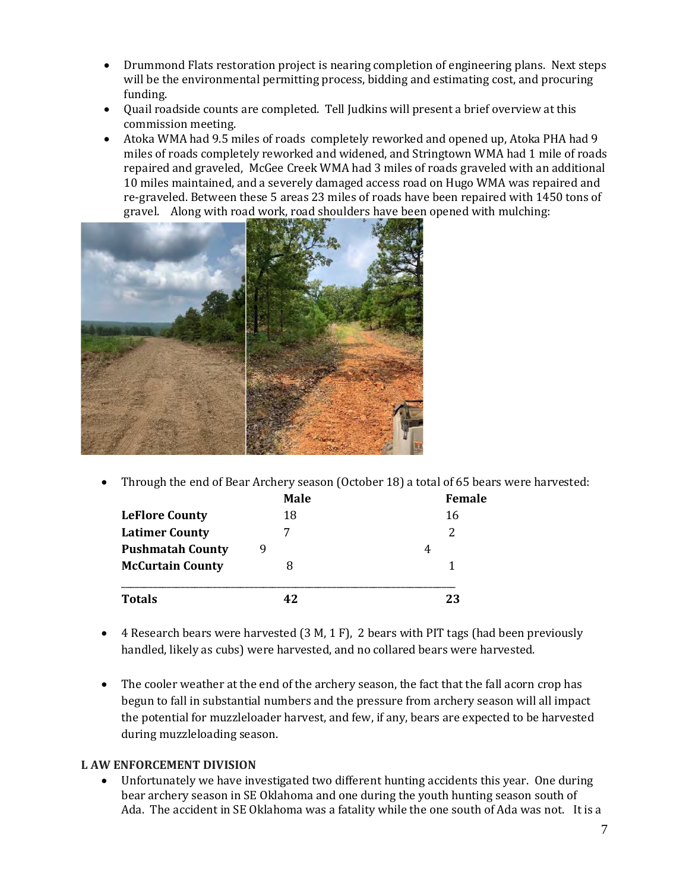- Drummond Flats restoration project is nearing completion of engineering plans. Next steps will be the environmental permitting process, bidding and estimating cost, and procuring funding.
- Quail roadside counts are completed. Tell Judkins will present a brief overview at this commission meeting.
- Atoka WMA had 9.5 miles of roads completely reworked and opened up, Atoka PHA had 9 miles of roads completely reworked and widened, and Stringtown WMA had 1 mile of roads repaired and graveled, McGee Creek WMA had 3 miles of roads graveled with an additional 10 miles maintained, and a severely damaged access road on Hugo WMA was repaired and re-graveled. Between these 5 areas 23 miles of roads have been repaired with 1450 tons of gravel. Along with road work, road shoulders have been opened with mulching:

- Through the end of Bear Archery season (October 18) a total of 65 bears were harvested:

| | Male | Female |
|---|---|---|
| **LeFlore County** | 18 | 16 |
| **Latimer County** | 7 | 2 |
| **Pushmatah County** | 9 | 4 |
| **McCurtain County** | 8 | 1 |
| **Totals** | **42** | **23** |

- 4 Research bears were harvested (3 M, 1 F), 2 bears with PIT tags (had been previously handled, likely as cubs) were harvested, and no collared bears were harvested.

- The cooler weather at the end of the archery season, the fact that the fall acorn crop has begun to fall in substantial numbers and the pressure from archery season will all impact the potential for muzzleloader harvest, and few, if any, bears are expected to be harvested during muzzleloading season.

**L AW ENFORCEMENT DIVISION**

- Unfortunately we have investigated two different hunting accidents this year. One during bear archery season in SE Oklahoma and one during the youth hunting season south of Ada. The accident in SE Oklahoma was a fatality while the one south of Ada was not. It is a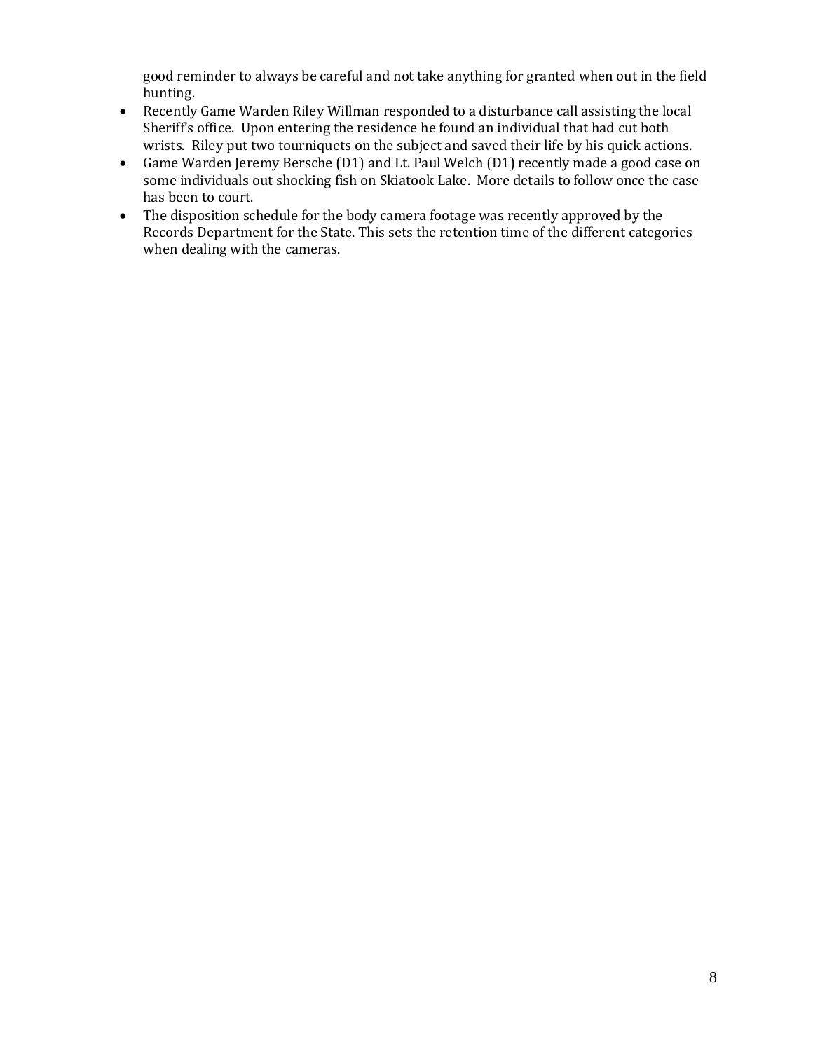good reminder to always be careful and not take anything for granted when out in the field hunting.

- Recently Game Warden Riley Willman responded to a disturbance call assisting the local Sheriff's office. Upon entering the residence he found an individual that had cut both wrists. Riley put two tourniquets on the subject and saved their life by his quick actions.
- Game Warden Jeremy Bersche (D1) and Lt. Paul Welch (D1) recently made a good case on some individuals out shocking fish on Skiatook Lake. More details to follow once the case has been to court.
- The disposition schedule for the body camera footage was recently approved by the Records Department for the State. This sets the retention time of the different categories when dealing with the cameras.